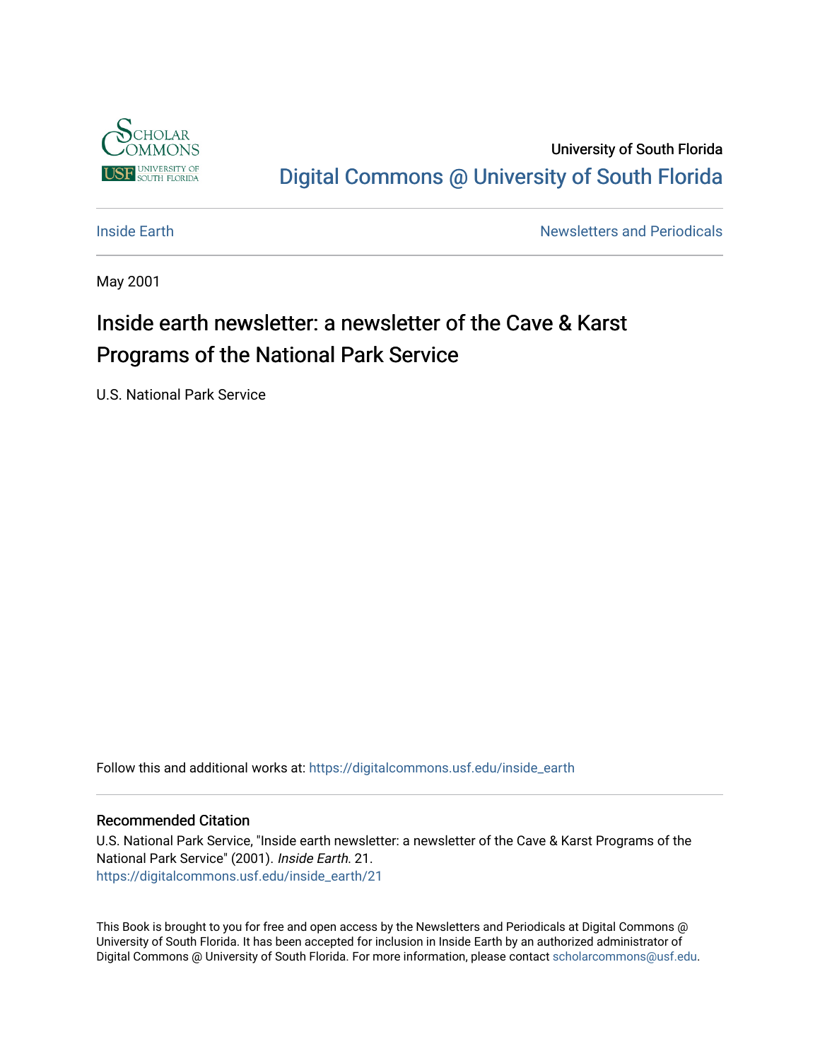University of South Florida

Digital Commons @ University of South Florida

Inside Earth | Newsletters and Periodicals

May 2001

# Inside earth newsletter: a newsletter of the Cave & Karst Programs of the National Park Service

U.S. National Park Service

Follow this and additional works at: https://digitalcommons.usf.edu/inside_earth

### Recommended Citation

U.S. National Park Service, "Inside earth newsletter: a newsletter of the Cave & Karst Programs of the National Park Service" (2001). *Inside Earth*. 21.
https://digitalcommons.usf.edu/inside_earth/21

This Book is brought to you for free and open access by the Newsletters and Periodicals at Digital Commons @ University of South Florida. It has been accepted for inclusion in Inside Earth by an authorized administrator of Digital Commons @ University of South Florida. For more information, please contact scholarcommons@usf.edu.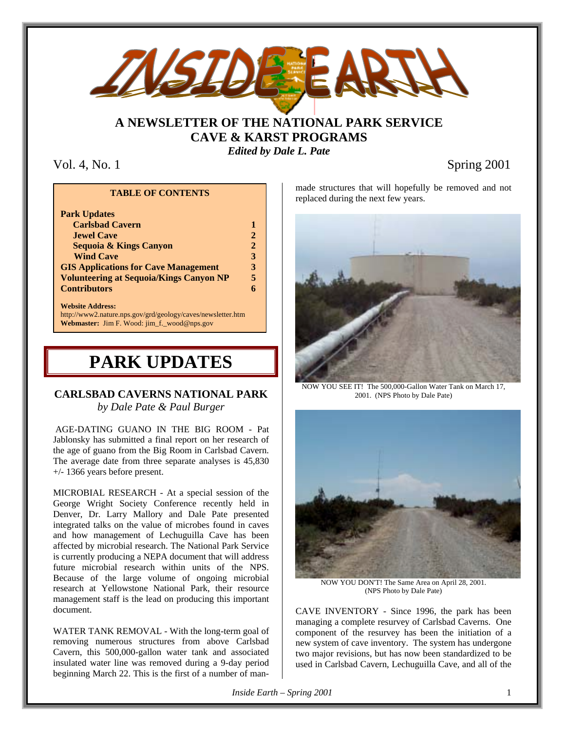# INSIDE EARTH

## A NEWSLETTER OF THE NATIONAL PARK SERVICE CAVE & KARST PROGRAMS

***Edited by Dale L. Pate***

Vol. 4, No. 1 — Spring 2001

| TABLE OF CONTENTS | |
|---|---|
| **Park Updates** | |
| **Carlsbad Cavern** | **1** |
| **Jewel Cave** | **2** |
| **Sequoia & Kings Canyon** | **2** |
| **Wind Cave** | **3** |
| **GIS Applications for Cave Management** | **3** |
| **Volunteering at Sequoia/Kings Canyon NP** | **5** |
| **Contributors** | **6** |

**Website Address:**
http://www2.nature.nps.gov/grd/geology/caves/newsletter.htm
**Webmaster:** Jim F. Wood: jim_f._wood@nps.gov

# PARK UPDATES

### CARLSBAD CAVERNS NATIONAL PARK
*by Dale Pate & Paul Burger*

AGE-DATING GUANO IN THE BIG ROOM - Pat Jablonsky has submitted a final report on her research of the age of guano from the Big Room in Carlsbad Cavern. The average date from three separate analyses is 45,830 +/- 1366 years before present.

MICROBIAL RESEARCH - At a special session of the George Wright Society Conference recently held in Denver, Dr. Larry Mallory and Dale Pate presented integrated talks on the value of microbes found in caves and how management of Lechuguilla Cave has been affected by microbial research. The National Park Service is currently producing a NEPA document that will address future microbial research within units of the NPS. Because of the large volume of ongoing microbial research at Yellowstone National Park, their resource management staff is the lead on producing this important document.

WATER TANK REMOVAL - With the long-term goal of removing numerous structures from above Carlsbad Cavern, this 500,000-gallon water tank and associated insulated water line was removed during a 9-day period beginning March 22. This is the first of a number of man-made structures that will hopefully be removed and not replaced during the next few years.

NOW YOU SEE IT! The 500,000-Gallon Water Tank on March 17, 2001. (NPS Photo by Dale Pate)

NOW YOU DON'T! The Same Area on April 28, 2001. (NPS Photo by Dale Pate)

CAVE INVENTORY - Since 1996, the park has been managing a complete resurvey of Carlsbad Caverns. One component of the resurvey has been the initiation of a new system of cave inventory. The system has undergone two major revisions, but has now been standardized to be used in Carlsbad Cavern, Lechuguilla Cave, and all of the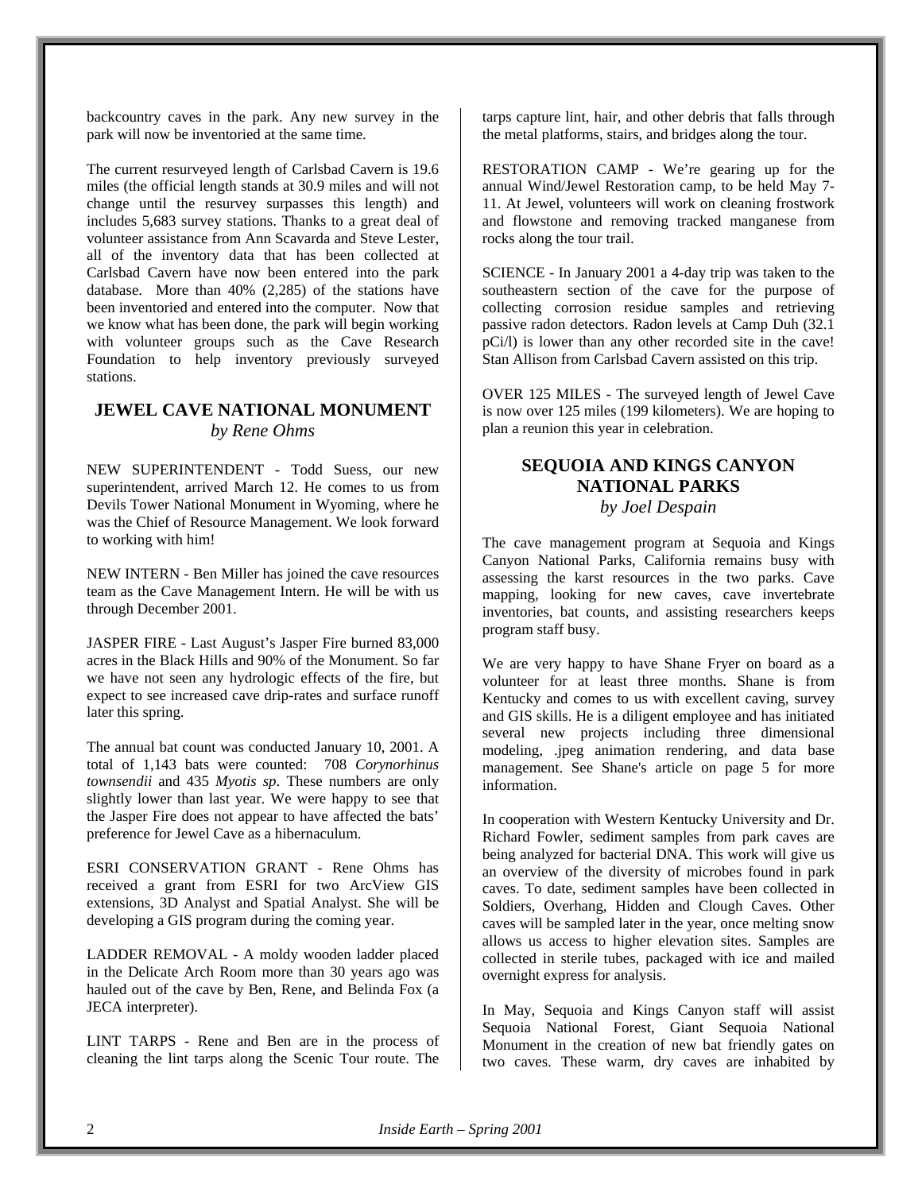backcountry caves in the park. Any new survey in the park will now be inventoried at the same time.

The current resurveyed length of Carlsbad Cavern is 19.6 miles (the official length stands at 30.9 miles and will not change until the resurvey surpasses this length) and includes 5,683 survey stations. Thanks to a great deal of volunteer assistance from Ann Scavarda and Steve Lester, all of the inventory data that has been collected at Carlsbad Cavern have now been entered into the park database. More than 40% (2,285) of the stations have been inventoried and entered into the computer. Now that we know what has been done, the park will begin working with volunteer groups such as the Cave Research Foundation to help inventory previously surveyed stations.

## JEWEL CAVE NATIONAL MONUMENT

*by Rene Ohms*

NEW SUPERINTENDENT - Todd Suess, our new superintendent, arrived March 12. He comes to us from Devils Tower National Monument in Wyoming, where he was the Chief of Resource Management. We look forward to working with him!

NEW INTERN - Ben Miller has joined the cave resources team as the Cave Management Intern. He will be with us through December 2001.

JASPER FIRE - Last August's Jasper Fire burned 83,000 acres in the Black Hills and 90% of the Monument. So far we have not seen any hydrologic effects of the fire, but expect to see increased cave drip-rates and surface runoff later this spring.

The annual bat count was conducted January 10, 2001. A total of 1,143 bats were counted: 708 *Corynorhinus townsendii* and 435 *Myotis sp*. These numbers are only slightly lower than last year. We were happy to see that the Jasper Fire does not appear to have affected the bats' preference for Jewel Cave as a hibernaculum.

ESRI CONSERVATION GRANT - Rene Ohms has received a grant from ESRI for two ArcView GIS extensions, 3D Analyst and Spatial Analyst. She will be developing a GIS program during the coming year.

LADDER REMOVAL - A moldy wooden ladder placed in the Delicate Arch Room more than 30 years ago was hauled out of the cave by Ben, Rene, and Belinda Fox (a JECA interpreter).

LINT TARPS - Rene and Ben are in the process of cleaning the lint tarps along the Scenic Tour route. The tarps capture lint, hair, and other debris that falls through the metal platforms, stairs, and bridges along the tour.

RESTORATION CAMP - We're gearing up for the annual Wind/Jewel Restoration camp, to be held May 7-11. At Jewel, volunteers will work on cleaning frostwork and flowstone and removing tracked manganese from rocks along the tour trail.

SCIENCE - In January 2001 a 4-day trip was taken to the southeastern section of the cave for the purpose of collecting corrosion residue samples and retrieving passive radon detectors. Radon levels at Camp Duh (32.1 pCi/l) is lower than any other recorded site in the cave! Stan Allison from Carlsbad Cavern assisted on this trip.

OVER 125 MILES - The surveyed length of Jewel Cave is now over 125 miles (199 kilometers). We are hoping to plan a reunion this year in celebration.

## SEQUOIA AND KINGS CANYON NATIONAL PARKS

*by Joel Despain*

The cave management program at Sequoia and Kings Canyon National Parks, California remains busy with assessing the karst resources in the two parks. Cave mapping, looking for new caves, cave invertebrate inventories, bat counts, and assisting researchers keeps program staff busy.

We are very happy to have Shane Fryer on board as a volunteer for at least three months. Shane is from Kentucky and comes to us with excellent caving, survey and GIS skills. He is a diligent employee and has initiated several new projects including three dimensional modeling, .jpeg animation rendering, and data base management. See Shane's article on page 5 for more information.

In cooperation with Western Kentucky University and Dr. Richard Fowler, sediment samples from park caves are being analyzed for bacterial DNA. This work will give us an overview of the diversity of microbes found in park caves. To date, sediment samples have been collected in Soldiers, Overhang, Hidden and Clough Caves. Other caves will be sampled later in the year, once melting snow allows us access to higher elevation sites. Samples are collected in sterile tubes, packaged with ice and mailed overnight express for analysis.

In May, Sequoia and Kings Canyon staff will assist Sequoia National Forest, Giant Sequoia National Monument in the creation of new bat friendly gates on two caves. These warm, dry caves are inhabited by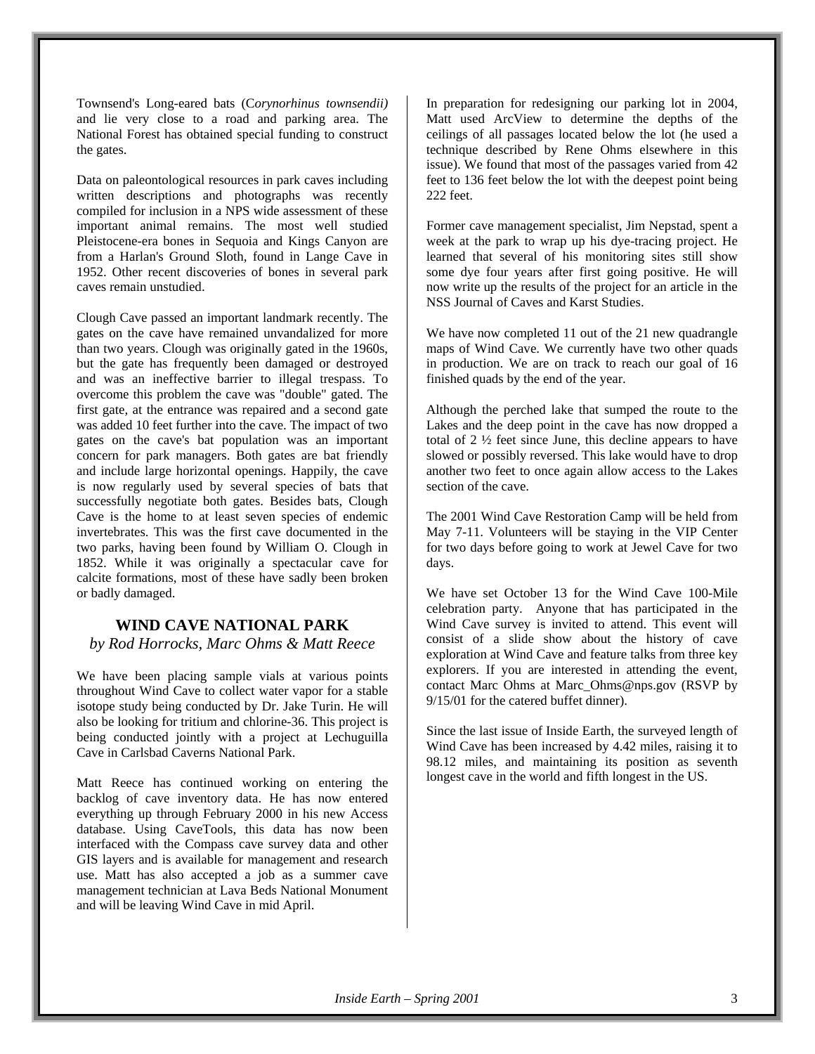Townsend's Long-eared bats (C*orynorhinus townsendii)* and lie very close to a road and parking area. The National Forest has obtained special funding to construct the gates.

Data on paleontological resources in park caves including written descriptions and photographs was recently compiled for inclusion in a NPS wide assessment of these important animal remains. The most well studied Pleistocene-era bones in Sequoia and Kings Canyon are from a Harlan's Ground Sloth, found in Lange Cave in 1952. Other recent discoveries of bones in several park caves remain unstudied.

Clough Cave passed an important landmark recently. The gates on the cave have remained unvandalized for more than two years. Clough was originally gated in the 1960s, but the gate has frequently been damaged or destroyed and was an ineffective barrier to illegal trespass. To overcome this problem the cave was "double" gated. The first gate, at the entrance was repaired and a second gate was added 10 feet further into the cave. The impact of two gates on the cave's bat population was an important concern for park managers. Both gates are bat friendly and include large horizontal openings. Happily, the cave is now regularly used by several species of bats that successfully negotiate both gates. Besides bats, Clough Cave is the home to at least seven species of endemic invertebrates. This was the first cave documented in the two parks, having been found by William O. Clough in 1852. While it was originally a spectacular cave for calcite formations, most of these have sadly been broken or badly damaged.

## WIND CAVE NATIONAL PARK

*by Rod Horrocks, Marc Ohms & Matt Reece*

We have been placing sample vials at various points throughout Wind Cave to collect water vapor for a stable isotope study being conducted by Dr. Jake Turin. He will also be looking for tritium and chlorine-36. This project is being conducted jointly with a project at Lechuguilla Cave in Carlsbad Caverns National Park.

Matt Reece has continued working on entering the backlog of cave inventory data. He has now entered everything up through February 2000 in his new Access database. Using CaveTools, this data has now been interfaced with the Compass cave survey data and other GIS layers and is available for management and research use. Matt has also accepted a job as a summer cave management technician at Lava Beds National Monument and will be leaving Wind Cave in mid April.

In preparation for redesigning our parking lot in 2004, Matt used ArcView to determine the depths of the ceilings of all passages located below the lot (he used a technique described by Rene Ohms elsewhere in this issue). We found that most of the passages varied from 42 feet to 136 feet below the lot with the deepest point being 222 feet.

Former cave management specialist, Jim Nepstad, spent a week at the park to wrap up his dye-tracing project. He learned that several of his monitoring sites still show some dye four years after first going positive. He will now write up the results of the project for an article in the NSS Journal of Caves and Karst Studies.

We have now completed 11 out of the 21 new quadrangle maps of Wind Cave. We currently have two other quads in production. We are on track to reach our goal of 16 finished quads by the end of the year.

Although the perched lake that sumped the route to the Lakes and the deep point in the cave has now dropped a total of 2 ½ feet since June, this decline appears to have slowed or possibly reversed. This lake would have to drop another two feet to once again allow access to the Lakes section of the cave.

The 2001 Wind Cave Restoration Camp will be held from May 7-11. Volunteers will be staying in the VIP Center for two days before going to work at Jewel Cave for two days.

We have set October 13 for the Wind Cave 100-Mile celebration party. Anyone that has participated in the Wind Cave survey is invited to attend. This event will consist of a slide show about the history of cave exploration at Wind Cave and feature talks from three key explorers. If you are interested in attending the event, contact Marc Ohms at Marc_Ohms@nps.gov (RSVP by 9/15/01 for the catered buffet dinner).

Since the last issue of Inside Earth, the surveyed length of Wind Cave has been increased by 4.42 miles, raising it to 98.12 miles, and maintaining its position as seventh longest cave in the world and fifth longest in the US.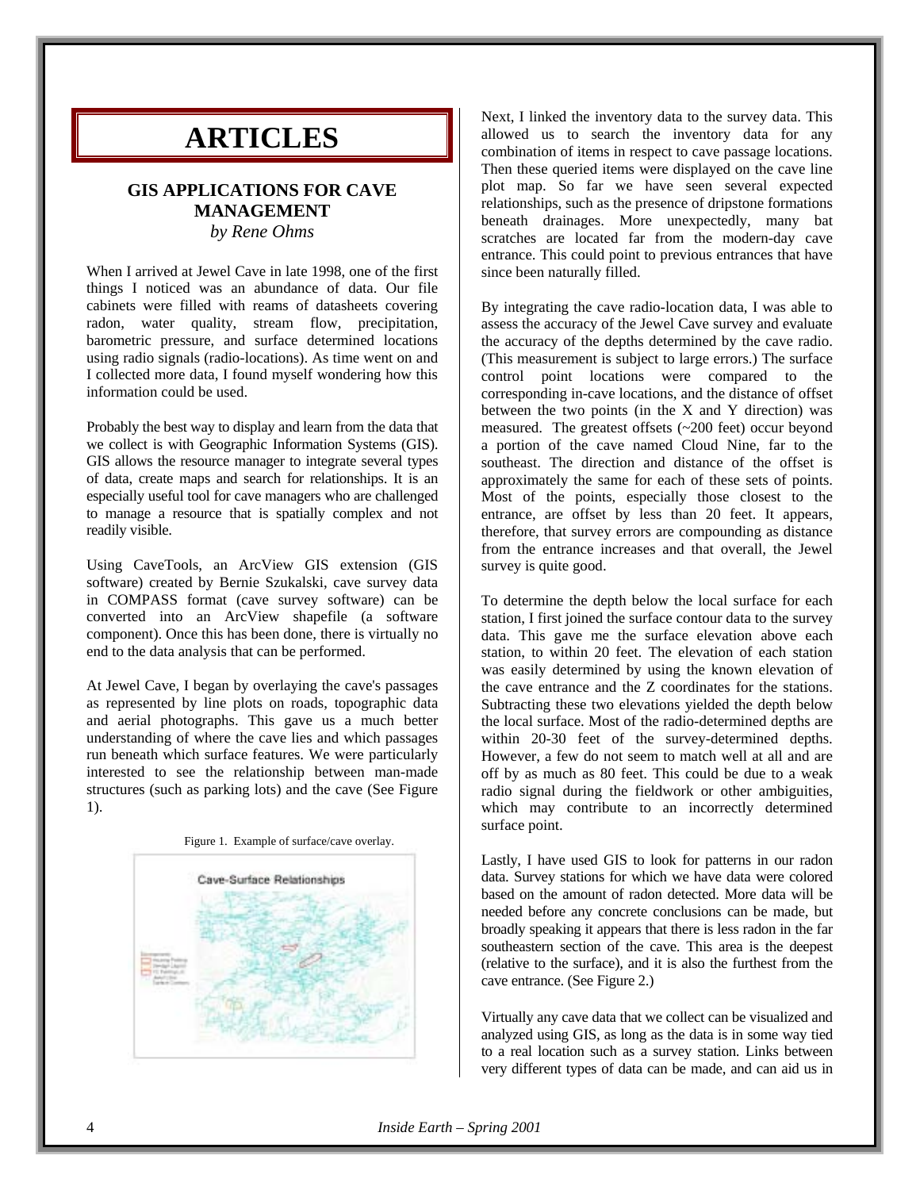# ARTICLES

## GIS APPLICATIONS FOR CAVE MANAGEMENT

*by Rene Ohms*

When I arrived at Jewel Cave in late 1998, one of the first things I noticed was an abundance of data. Our file cabinets were filled with reams of datasheets covering radon, water quality, stream flow, precipitation, barometric pressure, and surface determined locations using radio signals (radio-locations). As time went on and I collected more data, I found myself wondering how this information could be used.

Probably the best way to display and learn from the data that we collect is with Geographic Information Systems (GIS). GIS allows the resource manager to integrate several types of data, create maps and search for relationships. It is an especially useful tool for cave managers who are challenged to manage a resource that is spatially complex and not readily visible.

Using CaveTools, an ArcView GIS extension (GIS software) created by Bernie Szukalski, cave survey data in COMPASS format (cave survey software) can be converted into an ArcView shapefile (a software component). Once this has been done, there is virtually no end to the data analysis that can be performed.

At Jewel Cave, I began by overlaying the cave's passages as represented by line plots on roads, topographic data and aerial photographs. This gave us a much better understanding of where the cave lies and which passages run beneath which surface features. We were particularly interested to see the relationship between man-made structures (such as parking lots) and the cave (See Figure 1).

Figure 1. Example of surface/cave overlay.

Next, I linked the inventory data to the survey data. This allowed us to search the inventory data for any combination of items in respect to cave passage locations. Then these queried items were displayed on the cave line plot map. So far we have seen several expected relationships, such as the presence of dripstone formations beneath drainages. More unexpectedly, many bat scratches are located far from the modern-day cave entrance. This could point to previous entrances that have since been naturally filled.

By integrating the cave radio-location data, I was able to assess the accuracy of the Jewel Cave survey and evaluate the accuracy of the depths determined by the cave radio. (This measurement is subject to large errors.) The surface control point locations were compared to the corresponding in-cave locations, and the distance of offset between the two points (in the X and Y direction) was measured. The greatest offsets (~200 feet) occur beyond a portion of the cave named Cloud Nine, far to the southeast. The direction and distance of the offset is approximately the same for each of these sets of points. Most of the points, especially those closest to the entrance, are offset by less than 20 feet. It appears, therefore, that survey errors are compounding as distance from the entrance increases and that overall, the Jewel survey is quite good.

To determine the depth below the local surface for each station, I first joined the surface contour data to the survey data. This gave me the surface elevation above each station, to within 20 feet. The elevation of each station was easily determined by using the known elevation of the cave entrance and the Z coordinates for the stations. Subtracting these two elevations yielded the depth below the local surface. Most of the radio-determined depths are within 20-30 feet of the survey-determined depths. However, a few do not seem to match well at all and are off by as much as 80 feet. This could be due to a weak radio signal during the fieldwork or other ambiguities, which may contribute to an incorrectly determined surface point.

Lastly, I have used GIS to look for patterns in our radon data. Survey stations for which we have data were colored based on the amount of radon detected. More data will be needed before any concrete conclusions can be made, but broadly speaking it appears that there is less radon in the far southeastern section of the cave. This area is the deepest (relative to the surface), and it is also the furthest from the cave entrance. (See Figure 2.)

Virtually any cave data that we collect can be visualized and analyzed using GIS, as long as the data is in some way tied to a real location such as a survey station. Links between very different types of data can be made, and can aid us in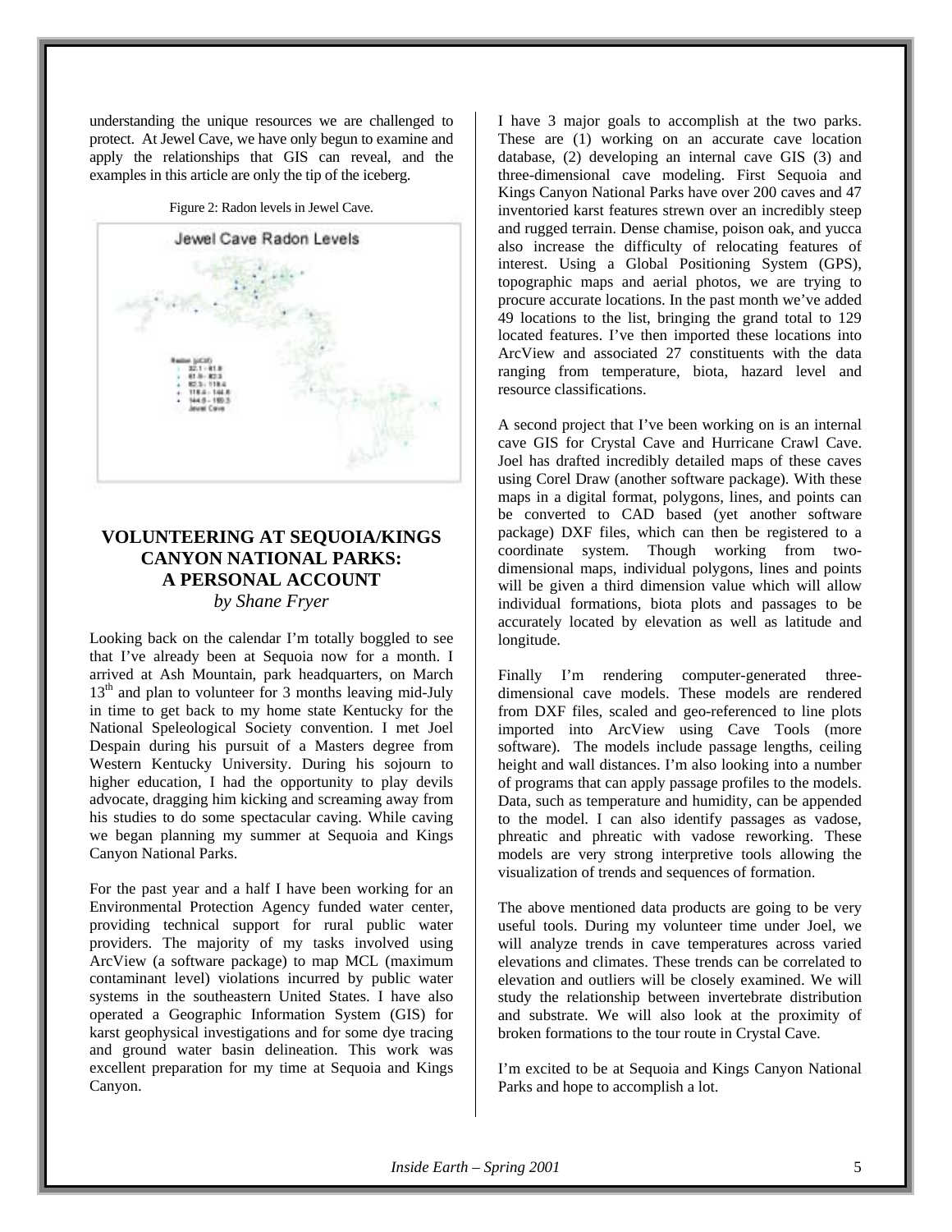understanding the unique resources we are challenged to protect. At Jewel Cave, we have only begun to examine and apply the relationships that GIS can reveal, and the examples in this article are only the tip of the iceberg.

Figure 2: Radon levels in Jewel Cave.

## VOLUNTEERING AT SEQUOIA/KINGS CANYON NATIONAL PARKS: A PERSONAL ACCOUNT

*by Shane Fryer*

Looking back on the calendar I'm totally boggled to see that I've already been at Sequoia now for a month. I arrived at Ash Mountain, park headquarters, on March 13th and plan to volunteer for 3 months leaving mid-July in time to get back to my home state Kentucky for the National Speleological Society convention. I met Joel Despain during his pursuit of a Masters degree from Western Kentucky University. During his sojourn to higher education, I had the opportunity to play devils advocate, dragging him kicking and screaming away from his studies to do some spectacular caving. While caving we began planning my summer at Sequoia and Kings Canyon National Parks.

For the past year and a half I have been working for an Environmental Protection Agency funded water center, providing technical support for rural public water providers. The majority of my tasks involved using ArcView (a software package) to map MCL (maximum contaminant level) violations incurred by public water systems in the southeastern United States. I have also operated a Geographic Information System (GIS) for karst geophysical investigations and for some dye tracing and ground water basin delineation. This work was excellent preparation for my time at Sequoia and Kings Canyon.

I have 3 major goals to accomplish at the two parks. These are (1) working on an accurate cave location database, (2) developing an internal cave GIS (3) and three-dimensional cave modeling. First Sequoia and Kings Canyon National Parks have over 200 caves and 47 inventoried karst features strewn over an incredibly steep and rugged terrain. Dense chamise, poison oak, and yucca also increase the difficulty of relocating features of interest. Using a Global Positioning System (GPS), topographic maps and aerial photos, we are trying to procure accurate locations. In the past month we've added 49 locations to the list, bringing the grand total to 129 located features. I've then imported these locations into ArcView and associated 27 constituents with the data ranging from temperature, biota, hazard level and resource classifications.

A second project that I've been working on is an internal cave GIS for Crystal Cave and Hurricane Crawl Cave. Joel has drafted incredibly detailed maps of these caves using Corel Draw (another software package). With these maps in a digital format, polygons, lines, and points can be converted to CAD based (yet another software package) DXF files, which can then be registered to a coordinate system. Though working from two-dimensional maps, individual polygons, lines and points will be given a third dimension value which will allow individual formations, biota plots and passages to be accurately located by elevation as well as latitude and longitude.

Finally I'm rendering computer-generated three-dimensional cave models. These models are rendered from DXF files, scaled and geo-referenced to line plots imported into ArcView using Cave Tools (more software). The models include passage lengths, ceiling height and wall distances. I'm also looking into a number of programs that can apply passage profiles to the models. Data, such as temperature and humidity, can be appended to the model. I can also identify passages as vadose, phreatic and phreatic with vadose reworking. These models are very strong interpretive tools allowing the visualization of trends and sequences of formation.

The above mentioned data products are going to be very useful tools. During my volunteer time under Joel, we will analyze trends in cave temperatures across varied elevations and climates. These trends can be correlated to elevation and outliers will be closely examined. We will study the relationship between invertebrate distribution and substrate. We will also look at the proximity of broken formations to the tour route in Crystal Cave.

I'm excited to be at Sequoia and Kings Canyon National Parks and hope to accomplish a lot.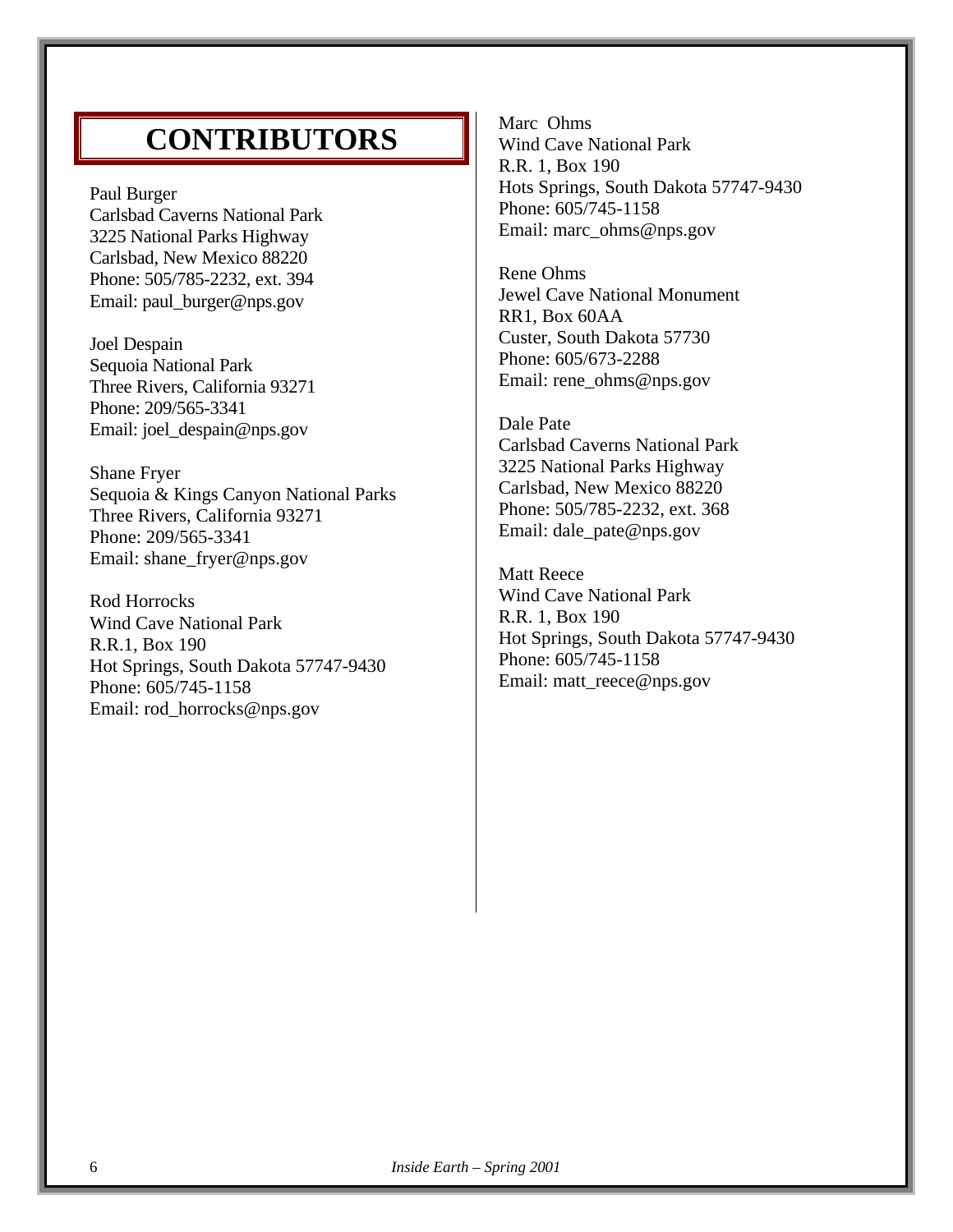# CONTRIBUTORS

Paul Burger
Carlsbad Caverns National Park
3225 National Parks Highway
Carlsbad, New Mexico 88220
Phone: 505/785-2232, ext. 394
Email: paul_burger@nps.gov

Joel Despain
Sequoia National Park
Three Rivers, California 93271
Phone: 209/565-3341
Email: joel_despain@nps.gov

Shane Fryer
Sequoia & Kings Canyon National Parks
Three Rivers, California 93271
Phone: 209/565-3341
Email: shane_fryer@nps.gov

Rod Horrocks
Wind Cave National Park
R.R.1, Box 190
Hot Springs, South Dakota 57747-9430
Phone: 605/745-1158
Email: rod_horrocks@nps.gov

Marc Ohms
Wind Cave National Park
R.R. 1, Box 190
Hots Springs, South Dakota 57747-9430
Phone: 605/745-1158
Email: marc_ohms@nps.gov

Rene Ohms
Jewel Cave National Monument
RR1, Box 60AA
Custer, South Dakota 57730
Phone: 605/673-2288
Email: rene_ohms@nps.gov

Dale Pate
Carlsbad Caverns National Park
3225 National Parks Highway
Carlsbad, New Mexico 88220
Phone: 505/785-2232, ext. 368
Email: dale_pate@nps.gov

Matt Reece
Wind Cave National Park
R.R. 1, Box 190
Hot Springs, South Dakota 57747-9430
Phone: 605/745-1158
Email: matt_reece@nps.gov